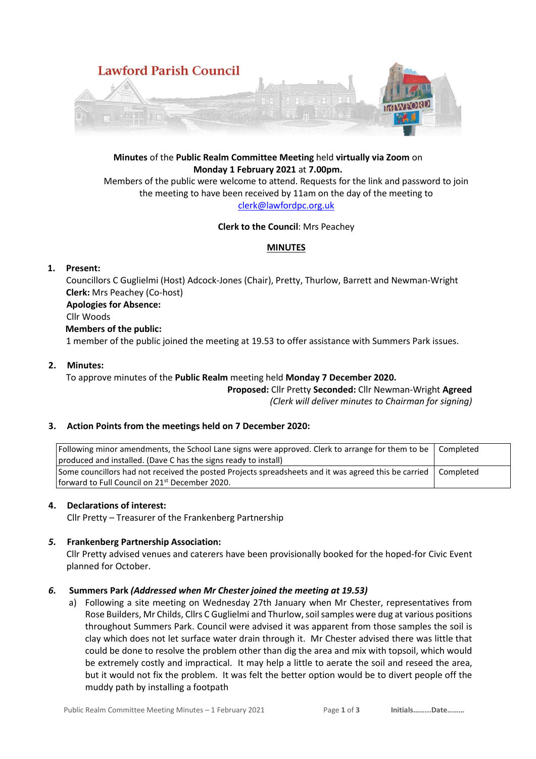# Lawford Parish Council

**Minutes** of the **Public Realm Committee Meeting** held **virtually via Zoom** on **Monday 1 February 2021** at **7.00pm.**

Members of the public were welcome to attend. Requests for the link and password to join the meeting to have been received by 11am on the day of the meeting to clerk@lawfordpc.org.uk

**Clerk to the Council**: Mrs Peachey

## MINUTES

**1. Present:**

Councillors C Guglielmi (Host) Adcock-Jones (Chair), Pretty, Thurlow, Barrett and Newman-Wright

**Clerk:** Mrs Peachey (Co-host)

**Apologies for Absence:**

Cllr Woods

**Members of the public:**

1 member of the public joined the meeting at 19.53 to offer assistance with Summers Park issues.

**2. Minutes:**

To approve minutes of the **Public Realm** meeting held **Monday 7 December 2020.**

**Proposed:** Cllr Pretty **Seconded:** Cllr Newman-Wright **Agreed**

*(Clerk will deliver minutes to Chairman for signing)*

**3. Action Points from the meetings held on 7 December 2020:**

| | |
|---|---|
| Following minor amendments, the School Lane signs were approved. Clerk to arrange for them to be produced and installed. (Dave C has the signs ready to install) | Completed |
| Some councillors had not received the posted Projects spreadsheets and it was agreed this be carried forward to Full Council on 21st December 2020. | Completed |

**4. Declarations of interest:**

Cllr Pretty – Treasurer of the Frankenberg Partnership

***5.* Frankenberg Partnership Association:**

Cllr Pretty advised venues and caterers have been provisionally booked for the hoped-for Civic Event planned for October.

***6.* Summers Park *(Addressed when Mr Chester joined the meeting at 19.53)***

a) Following a site meeting on Wednesday 27th January when Mr Chester, representatives from Rose Builders, Mr Childs, Cllrs C Guglielmi and Thurlow, soil samples were dug at various positions throughout Summers Park. Council were advised it was apparent from those samples the soil is clay which does not let surface water drain through it. Mr Chester advised there was little that could be done to resolve the problem other than dig the area and mix with topsoil, which would be extremely costly and impractical. It may help a little to aerate the soil and reseed the area, but it would not fix the problem. It was felt the better option would be to divert people off the muddy path by installing a footpath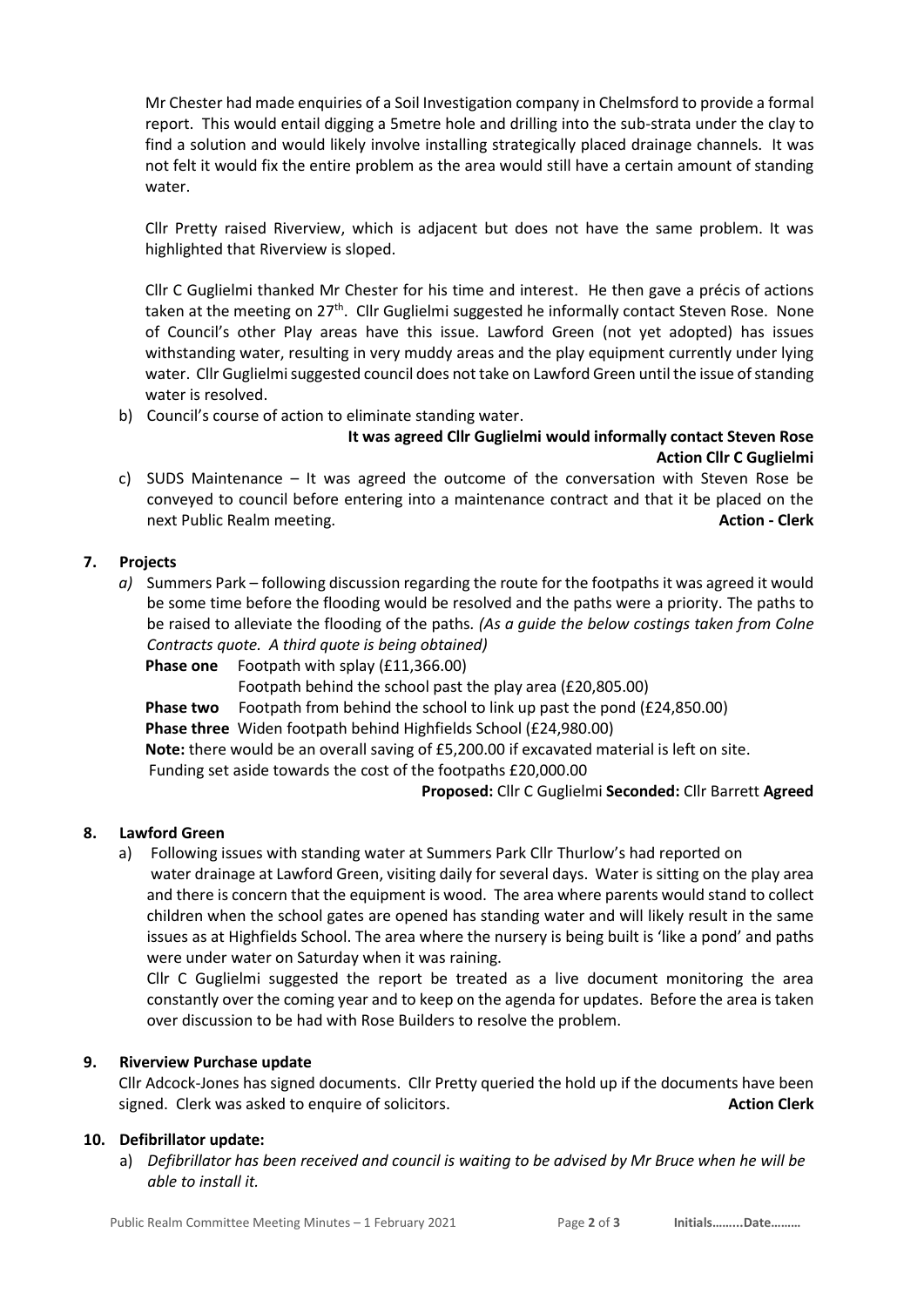Mr Chester had made enquiries of a Soil Investigation company in Chelmsford to provide a formal report. This would entail digging a 5metre hole and drilling into the sub-strata under the clay to find a solution and would likely involve installing strategically placed drainage channels. It was not felt it would fix the entire problem as the area would still have a certain amount of standing water.

Cllr Pretty raised Riverview, which is adjacent but does not have the same problem. It was highlighted that Riverview is sloped.

Cllr C Guglielmi thanked Mr Chester for his time and interest. He then gave a précis of actions taken at the meeting on 27th. Cllr Guglielmi suggested he informally contact Steven Rose. None of Council's other Play areas have this issue. Lawford Green (not yet adopted) has issues withstanding water, resulting in very muddy areas and the play equipment currently under lying water. Cllr Guglielmi suggested council does not take on Lawford Green until the issue of standing water is resolved.

b) Council's course of action to eliminate standing water.

**It was agreed Cllr Guglielmi would informally contact Steven Rose**
**Action Cllr C Guglielmi**

c) SUDS Maintenance – It was agreed the outcome of the conversation with Steven Rose be conveyed to council before entering into a maintenance contract and that it be placed on the next Public Realm meeting. **Action - Clerk**

## 7. Projects

*a)* Summers Park – following discussion regarding the route for the footpaths it was agreed it would be some time before the flooding would be resolved and the paths were a priority. The paths to be raised to alleviate the flooding of the paths. *(As a guide the below costings taken from Colne Contracts quote. A third quote is being obtained)*

**Phase one** Footpath with splay (£11,366.00)
Footpath behind the school past the play area (£20,805.00)

**Phase two** Footpath from behind the school to link up past the pond (£24,850.00)

**Phase three** Widen footpath behind Highfields School (£24,980.00)

**Note:** there would be an overall saving of £5,200.00 if excavated material is left on site.
Funding set aside towards the cost of the footpaths £20,000.00

**Proposed:** Cllr C Guglielmi **Seconded:** Cllr Barrett **Agreed**

## 8. Lawford Green

a) Following issues with standing water at Summers Park Cllr Thurlow's had reported on water drainage at Lawford Green, visiting daily for several days. Water is sitting on the play area and there is concern that the equipment is wood. The area where parents would stand to collect children when the school gates are opened has standing water and will likely result in the same issues as at Highfields School. The area where the nursery is being built is 'like a pond' and paths were under water on Saturday when it was raining.

Cllr C Guglielmi suggested the report be treated as a live document monitoring the area constantly over the coming year and to keep on the agenda for updates. Before the area is taken over discussion to be had with Rose Builders to resolve the problem.

## 9. Riverview Purchase update

Cllr Adcock-Jones has signed documents. Cllr Pretty queried the hold up if the documents have been signed. Clerk was asked to enquire of solicitors. **Action Clerk**

## 10. Defibrillator update:

a) *Defibrillator has been received and council is waiting to be advised by Mr Bruce when he will be able to install it.*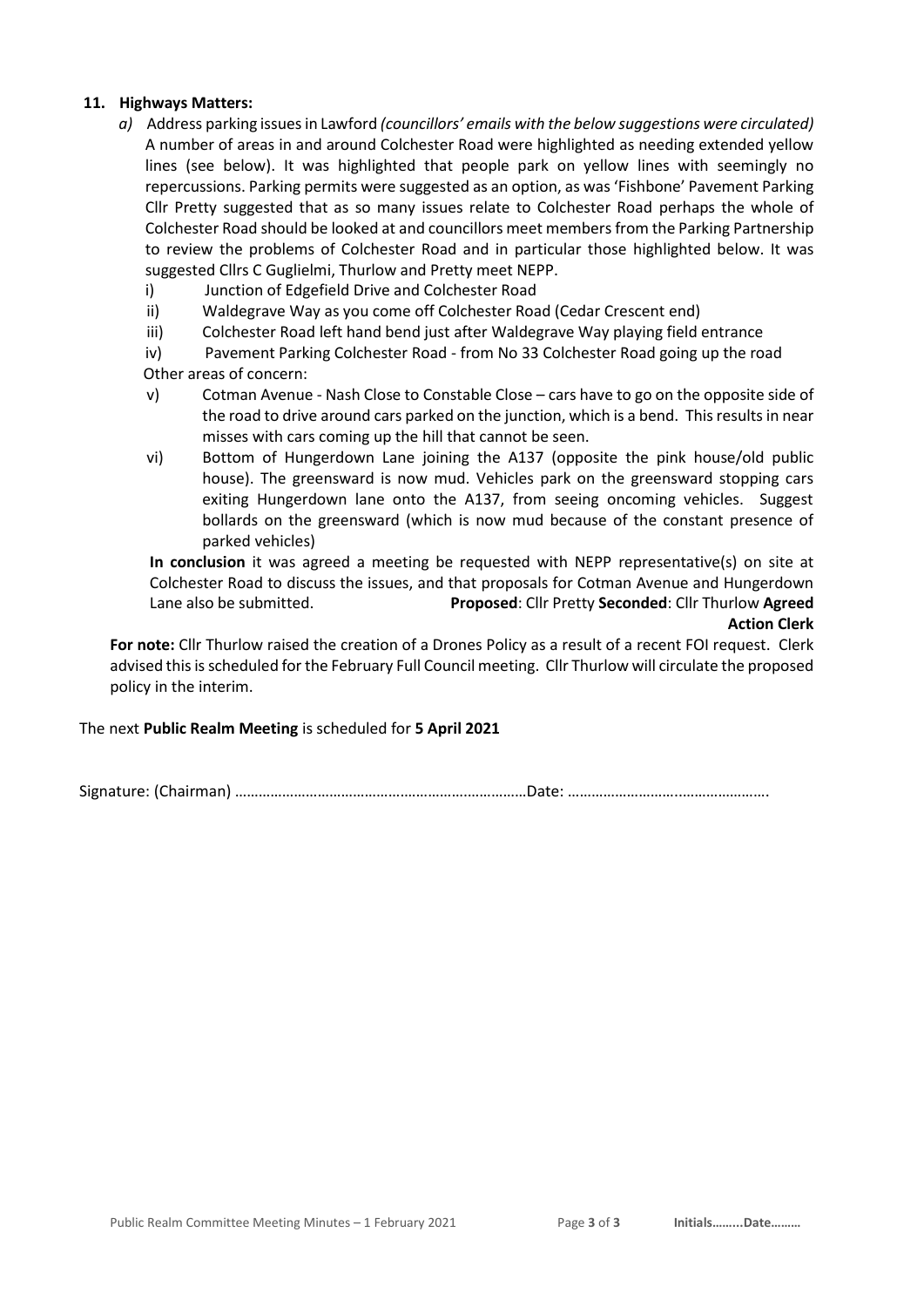**11. Highways Matters:**

*a)* Address parking issues in Lawford *(councillors' emails with the below suggestions were circulated)* A number of areas in and around Colchester Road were highlighted as needing extended yellow lines (see below). It was highlighted that people park on yellow lines with seemingly no repercussions. Parking permits were suggested as an option, as was 'Fishbone' Pavement Parking Cllr Pretty suggested that as so many issues relate to Colchester Road perhaps the whole of Colchester Road should be looked at and councillors meet members from the Parking Partnership to review the problems of Colchester Road and in particular those highlighted below. It was suggested Cllrs C Guglielmi, Thurlow and Pretty meet NEPP.

i) Junction of Edgefield Drive and Colchester Road

ii) Waldegrave Way as you come off Colchester Road (Cedar Crescent end)

iii) Colchester Road left hand bend just after Waldegrave Way playing field entrance

iv) Pavement Parking Colchester Road - from No 33 Colchester Road going up the road

Other areas of concern:

v) Cotman Avenue - Nash Close to Constable Close – cars have to go on the opposite side of the road to drive around cars parked on the junction, which is a bend. This results in near misses with cars coming up the hill that cannot be seen.

vi) Bottom of Hungerdown Lane joining the A137 (opposite the pink house/old public house). The greensward is now mud. Vehicles park on the greensward stopping cars exiting Hungerdown lane onto the A137, from seeing oncoming vehicles. Suggest bollards on the greensward (which is now mud because of the constant presence of parked vehicles)

**In conclusion** it was agreed a meeting be requested with NEPP representative(s) on site at Colchester Road to discuss the issues, and that proposals for Cotman Avenue and Hungerdown Lane also be submitted. **Proposed**: Cllr Pretty **Seconded**: Cllr Thurlow **Agreed**

**Action Clerk**

**For note:** Cllr Thurlow raised the creation of a Drones Policy as a result of a recent FOI request. Clerk advised this is scheduled for the February Full Council meeting. Cllr Thurlow will circulate the proposed policy in the interim.

The next **Public Realm Meeting** is scheduled for **5 April 2021**

Signature: (Chairman) …………………………………………………………………Date: …………………………..…………………